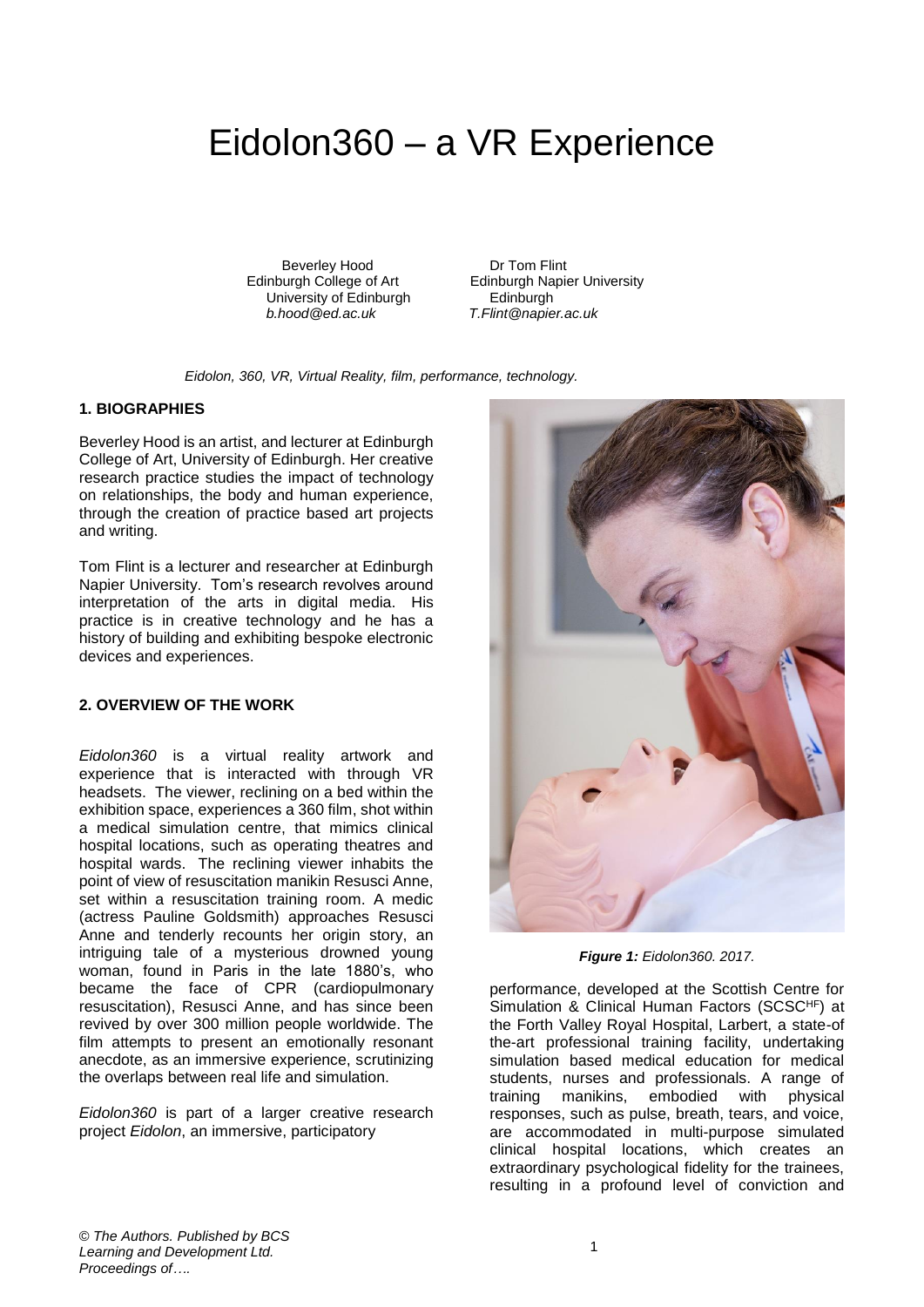# Eidolon360 – a VR Experience

Beverley Hood
Edinburgh College of Art
University of Edinburgh
*b.hood@ed.ac.uk*

Dr Tom Flint
Edinburgh Napier University
Edinburgh
*T.Flint@napier.ac.uk*

*Eidolon, 360, VR, Virtual Reality, film, performance, technology.*

## 1. BIOGRAPHIES

Beverley Hood is an artist, and lecturer at Edinburgh College of Art, University of Edinburgh. Her creative research practice studies the impact of technology on relationships, the body and human experience, through the creation of practice based art projects and writing.

Tom Flint is a lecturer and researcher at Edinburgh Napier University. Tom's research revolves around interpretation of the arts in digital media. His practice is in creative technology and he has a history of building and exhibiting bespoke electronic devices and experiences.

## 2. OVERVIEW OF THE WORK

*Eidolon360* is a virtual reality artwork and experience that is interacted with through VR headsets. The viewer, reclining on a bed within the exhibition space, experiences a 360 film, shot within a medical simulation centre, that mimics clinical hospital locations, such as operating theatres and hospital wards. The reclining viewer inhabits the point of view of resuscitation manikin Resusci Anne, set within a resuscitation training room. A medic (actress Pauline Goldsmith) approaches Resusci Anne and tenderly recounts her origin story, an intriguing tale of a mysterious drowned young woman, found in Paris in the late 1880's, who became the face of CPR (cardiopulmonary resuscitation), Resusci Anne, and has since been revived by over 300 million people worldwide. The film attempts to present an emotionally resonant anecdote, as an immersive experience, scrutinizing the overlaps between real life and simulation.

*Eidolon360* is part of a larger creative research project *Eidolon*, an immersive, participatory performance, developed at the Scottish Centre for Simulation & Clinical Human Factors (SCSC[HF]) at the Forth Valley Royal Hospital, Larbert, a state-of the-art professional training facility, undertaking simulation based medical education for medical students, nurses and professionals. A range of training manikins, embodied with physical responses, such as pulse, breath, tears, and voice, are accommodated in multi-purpose simulated clinical hospital locations, which creates an extraordinary psychological fidelity for the trainees, resulting in a profound level of conviction and

***Figure 1:*** *Eidolon360. 2017.*

*© The Authors. Published by BCS Learning and Development Ltd. Proceedings of….*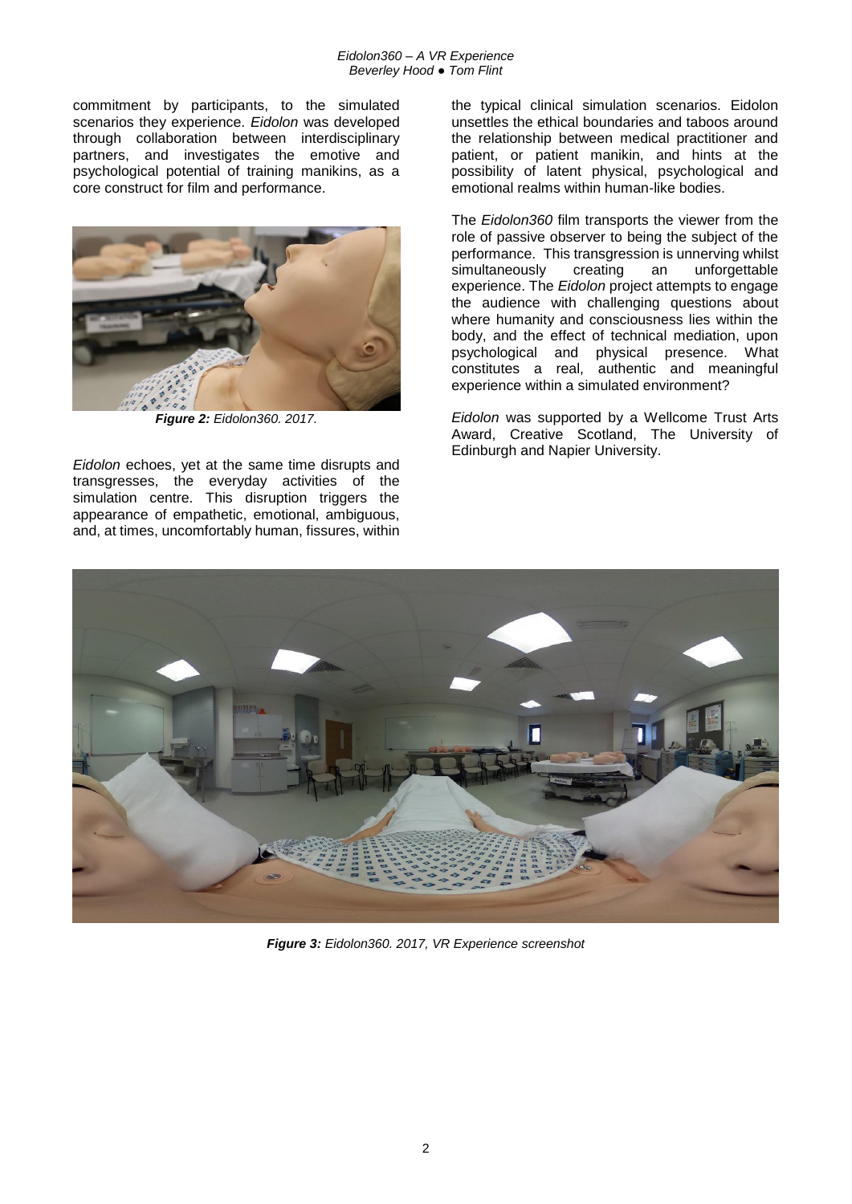commitment by participants, to the simulated scenarios they experience. *Eidolon* was developed through collaboration between interdisciplinary partners, and investigates the emotive and psychological potential of training manikins, as a core construct for film and performance.

***Figure 2:*** *Eidolon360. 2017.*

*Eidolon* echoes, yet at the same time disrupts and transgresses, the everyday activities of the simulation centre. This disruption triggers the appearance of empathetic, emotional, ambiguous, and, at times, uncomfortably human, fissures, within the typical clinical simulation scenarios. Eidolon unsettles the ethical boundaries and taboos around the relationship between medical practitioner and patient, or patient manikin, and hints at the possibility of latent physical, psychological and emotional realms within human-like bodies.

The *Eidolon360* film transports the viewer from the role of passive observer to being the subject of the performance. This transgression is unnerving whilst simultaneously creating an unforgettable experience. The *Eidolon* project attempts to engage the audience with challenging questions about where humanity and consciousness lies within the body, and the effect of technical mediation, upon psychological and physical presence. What constitutes a real, authentic and meaningful experience within a simulated environment?

*Eidolon* was supported by a Wellcome Trust Arts Award, Creative Scotland, The University of Edinburgh and Napier University.

***Figure 3:*** *Eidolon360. 2017, VR Experience screenshot*